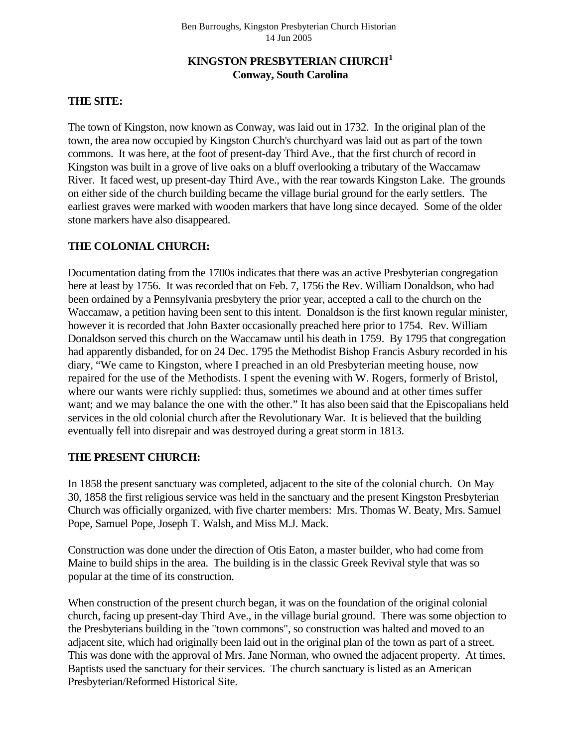Ben Burroughs, Kingston Presbyterian Church Historian
14 Jun 2005

# KINGSTON PRESBYTERIAN CHURCH[1]
## Conway, South Carolina

**THE SITE:**

The town of Kingston, now known as Conway, was laid out in 1732. In the original plan of the town, the area now occupied by Kingston Church's churchyard was laid out as part of the town commons. It was here, at the foot of present-day Third Ave., that the first church of record in Kingston was built in a grove of live oaks on a bluff overlooking a tributary of the Waccamaw River. It faced west, up present-day Third Ave., with the rear towards Kingston Lake. The grounds on either side of the church building became the village burial ground for the early settlers. The earliest graves were marked with wooden markers that have long since decayed. Some of the older stone markers have also disappeared.

**THE COLONIAL CHURCH:**

Documentation dating from the 1700s indicates that there was an active Presbyterian congregation here at least by 1756. It was recorded that on Feb. 7, 1756 the Rev. William Donaldson, who had been ordained by a Pennsylvania presbytery the prior year, accepted a call to the church on the Waccamaw, a petition having been sent to this intent. Donaldson is the first known regular minister, however it is recorded that John Baxter occasionally preached here prior to 1754. Rev. William Donaldson served this church on the Waccamaw until his death in 1759. By 1795 that congregation had apparently disbanded, for on 24 Dec. 1795 the Methodist Bishop Francis Asbury recorded in his diary, "We came to Kingston, where I preached in an old Presbyterian meeting house, now repaired for the use of the Methodists. I spent the evening with W. Rogers, formerly of Bristol, where our wants were richly supplied: thus, sometimes we abound and at other times suffer want; and we may balance the one with the other." It has also been said that the Episcopalians held services in the old colonial church after the Revolutionary War. It is believed that the building eventually fell into disrepair and was destroyed during a great storm in 1813.

**THE PRESENT CHURCH:**

In 1858 the present sanctuary was completed, adjacent to the site of the colonial church. On May 30, 1858 the first religious service was held in the sanctuary and the present Kingston Presbyterian Church was officially organized, with five charter members: Mrs. Thomas W. Beaty, Mrs. Samuel Pope, Samuel Pope, Joseph T. Walsh, and Miss M.J. Mack.

Construction was done under the direction of Otis Eaton, a master builder, who had come from Maine to build ships in the area. The building is in the classic Greek Revival style that was so popular at the time of its construction.

When construction of the present church began, it was on the foundation of the original colonial church, facing up present-day Third Ave., in the village burial ground. There was some objection to the Presbyterians building in the "town commons", so construction was halted and moved to an adjacent site, which had originally been laid out in the original plan of the town as part of a street. This was done with the approval of Mrs. Jane Norman, who owned the adjacent property. At times, Baptists used the sanctuary for their services. The church sanctuary is listed as an American Presbyterian/Reformed Historical Site.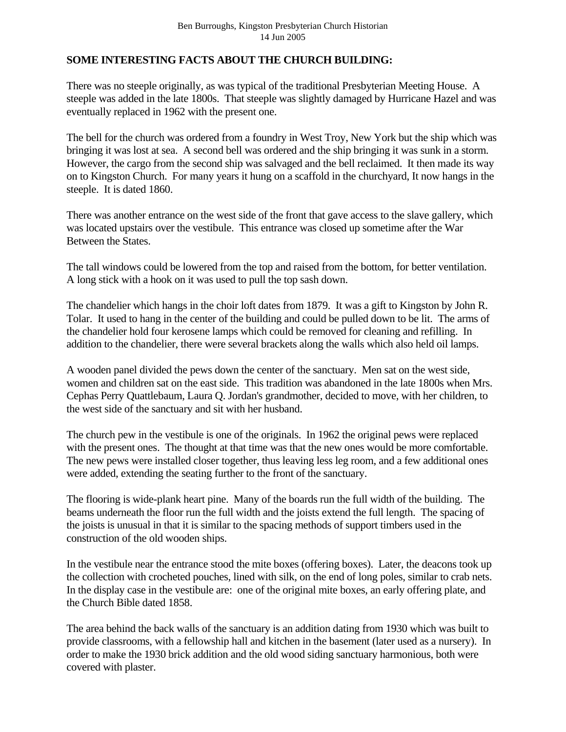Ben Burroughs, Kingston Presbyterian Church Historian
14 Jun 2005

**SOME INTERESTING FACTS ABOUT THE CHURCH BUILDING:**

There was no steeple originally, as was typical of the traditional Presbyterian Meeting House. A steeple was added in the late 1800s. That steeple was slightly damaged by Hurricane Hazel and was eventually replaced in 1962 with the present one.

The bell for the church was ordered from a foundry in West Troy, New York but the ship which was bringing it was lost at sea. A second bell was ordered and the ship bringing it was sunk in a storm. However, the cargo from the second ship was salvaged and the bell reclaimed. It then made its way on to Kingston Church. For many years it hung on a scaffold in the churchyard, It now hangs in the steeple. It is dated 1860.

There was another entrance on the west side of the front that gave access to the slave gallery, which was located upstairs over the vestibule. This entrance was closed up sometime after the War Between the States.

The tall windows could be lowered from the top and raised from the bottom, for better ventilation. A long stick with a hook on it was used to pull the top sash down.

The chandelier which hangs in the choir loft dates from 1879. It was a gift to Kingston by John R. Tolar. It used to hang in the center of the building and could be pulled down to be lit. The arms of the chandelier hold four kerosene lamps which could be removed for cleaning and refilling. In addition to the chandelier, there were several brackets along the walls which also held oil lamps.

A wooden panel divided the pews down the center of the sanctuary. Men sat on the west side, women and children sat on the east side. This tradition was abandoned in the late 1800s when Mrs. Cephas Perry Quattlebaum, Laura Q. Jordan's grandmother, decided to move, with her children, to the west side of the sanctuary and sit with her husband.

The church pew in the vestibule is one of the originals. In 1962 the original pews were replaced with the present ones. The thought at that time was that the new ones would be more comfortable. The new pews were installed closer together, thus leaving less leg room, and a few additional ones were added, extending the seating further to the front of the sanctuary.

The flooring is wide-plank heart pine. Many of the boards run the full width of the building. The beams underneath the floor run the full width and the joists extend the full length. The spacing of the joists is unusual in that it is similar to the spacing methods of support timbers used in the construction of the old wooden ships.

In the vestibule near the entrance stood the mite boxes (offering boxes). Later, the deacons took up the collection with crocheted pouches, lined with silk, on the end of long poles, similar to crab nets. In the display case in the vestibule are: one of the original mite boxes, an early offering plate, and the Church Bible dated 1858.

The area behind the back walls of the sanctuary is an addition dating from 1930 which was built to provide classrooms, with a fellowship hall and kitchen in the basement (later used as a nursery). In order to make the 1930 brick addition and the old wood siding sanctuary harmonious, both were covered with plaster.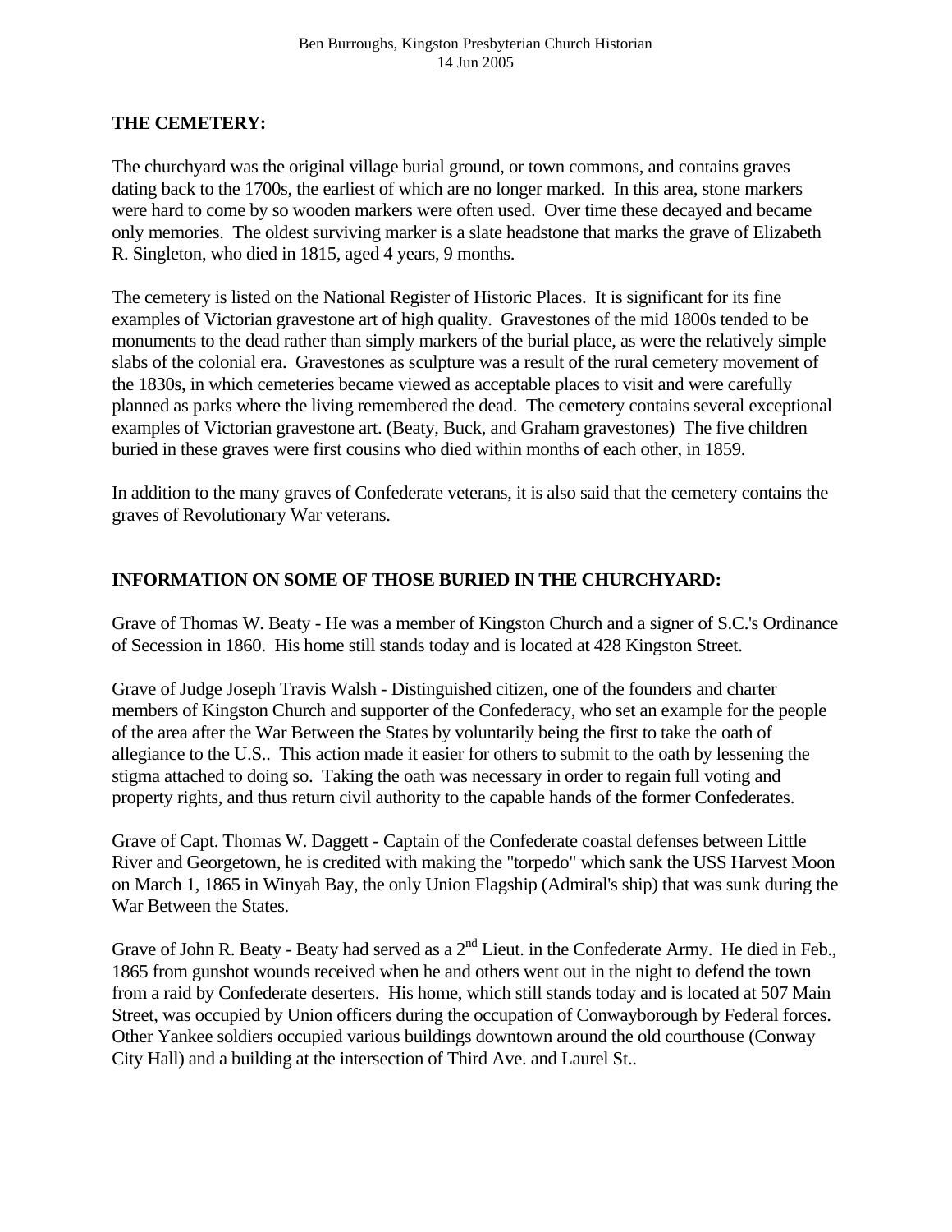## THE CEMETERY:

The churchyard was the original village burial ground, or town commons, and contains graves dating back to the 1700s, the earliest of which are no longer marked. In this area, stone markers were hard to come by so wooden markers were often used. Over time these decayed and became only memories. The oldest surviving marker is a slate headstone that marks the grave of Elizabeth R. Singleton, who died in 1815, aged 4 years, 9 months.

The cemetery is listed on the National Register of Historic Places. It is significant for its fine examples of Victorian gravestone art of high quality. Gravestones of the mid 1800s tended to be monuments to the dead rather than simply markers of the burial place, as were the relatively simple slabs of the colonial era. Gravestones as sculpture was a result of the rural cemetery movement of the 1830s, in which cemeteries became viewed as acceptable places to visit and were carefully planned as parks where the living remembered the dead. The cemetery contains several exceptional examples of Victorian gravestone art. (Beaty, Buck, and Graham gravestones) The five children buried in these graves were first cousins who died within months of each other, in 1859.

In addition to the many graves of Confederate veterans, it is also said that the cemetery contains the graves of Revolutionary War veterans.

## INFORMATION ON SOME OF THOSE BURIED IN THE CHURCHYARD:

Grave of Thomas W. Beaty - He was a member of Kingston Church and a signer of S.C.'s Ordinance of Secession in 1860. His home still stands today and is located at 428 Kingston Street.

Grave of Judge Joseph Travis Walsh - Distinguished citizen, one of the founders and charter members of Kingston Church and supporter of the Confederacy, who set an example for the people of the area after the War Between the States by voluntarily being the first to take the oath of allegiance to the U.S.. This action made it easier for others to submit to the oath by lessening the stigma attached to doing so. Taking the oath was necessary in order to regain full voting and property rights, and thus return civil authority to the capable hands of the former Confederates.

Grave of Capt. Thomas W. Daggett - Captain of the Confederate coastal defenses between Little River and Georgetown, he is credited with making the "torpedo" which sank the USS Harvest Moon on March 1, 1865 in Winyah Bay, the only Union Flagship (Admiral's ship) that was sunk during the War Between the States.

Grave of John R. Beaty - Beaty had served as a 2nd Lieut. in the Confederate Army. He died in Feb., 1865 from gunshot wounds received when he and others went out in the night to defend the town from a raid by Confederate deserters. His home, which still stands today and is located at 507 Main Street, was occupied by Union officers during the occupation of Conwayborough by Federal forces. Other Yankee soldiers occupied various buildings downtown around the old courthouse (Conway City Hall) and a building at the intersection of Third Ave. and Laurel St..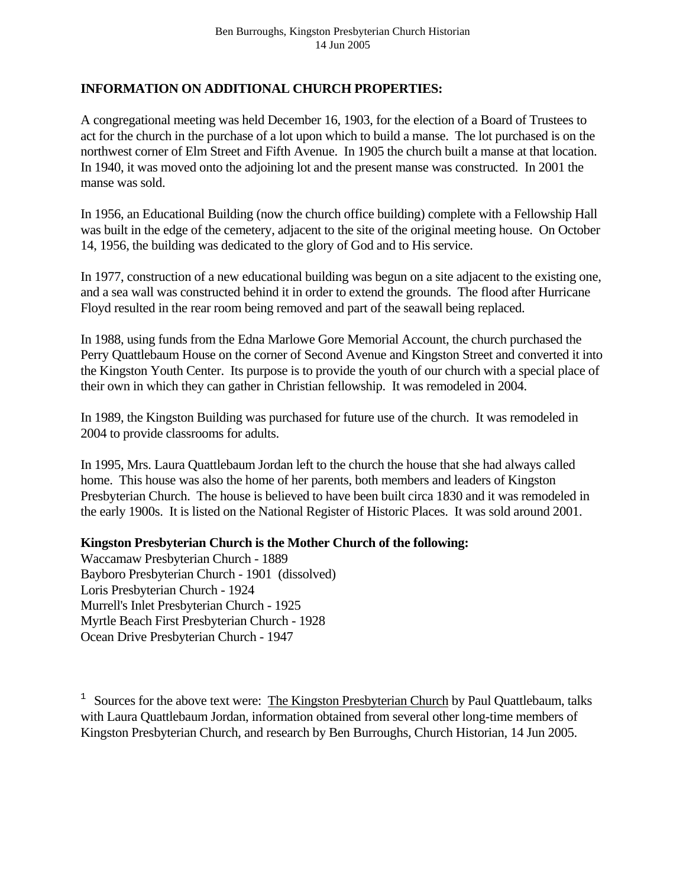**INFORMATION ON ADDITIONAL CHURCH PROPERTIES:**

A congregational meeting was held December 16, 1903, for the election of a Board of Trustees to act for the church in the purchase of a lot upon which to build a manse. The lot purchased is on the northwest corner of Elm Street and Fifth Avenue. In 1905 the church built a manse at that location. In 1940, it was moved onto the adjoining lot and the present manse was constructed. In 2001 the manse was sold.

In 1956, an Educational Building (now the church office building) complete with a Fellowship Hall was built in the edge of the cemetery, adjacent to the site of the original meeting house. On October 14, 1956, the building was dedicated to the glory of God and to His service.

In 1977, construction of a new educational building was begun on a site adjacent to the existing one, and a sea wall was constructed behind it in order to extend the grounds. The flood after Hurricane Floyd resulted in the rear room being removed and part of the seawall being replaced.

In 1988, using funds from the Edna Marlowe Gore Memorial Account, the church purchased the Perry Quattlebaum House on the corner of Second Avenue and Kingston Street and converted it into the Kingston Youth Center. Its purpose is to provide the youth of our church with a special place of their own in which they can gather in Christian fellowship. It was remodeled in 2004.

In 1989, the Kingston Building was purchased for future use of the church. It was remodeled in 2004 to provide classrooms for adults.

In 1995, Mrs. Laura Quattlebaum Jordan left to the church the house that she had always called home. This house was also the home of her parents, both members and leaders of Kingston Presbyterian Church. The house is believed to have been built circa 1830 and it was remodeled in the early 1900s. It is listed on the National Register of Historic Places. It was sold around 2001.

**Kingston Presbyterian Church is the Mother Church of the following:**
Waccamaw Presbyterian Church - 1889
Bayboro Presbyterian Church - 1901 (dissolved)
Loris Presbyterian Church - 1924
Murrell's Inlet Presbyterian Church - 1925
Myrtle Beach First Presbyterian Church - 1928
Ocean Drive Presbyterian Church - 1947

[1] Sources for the above text were: The Kingston Presbyterian Church by Paul Quattlebaum, talks with Laura Quattlebaum Jordan, information obtained from several other long-time members of Kingston Presbyterian Church, and research by Ben Burroughs, Church Historian, 14 Jun 2005.